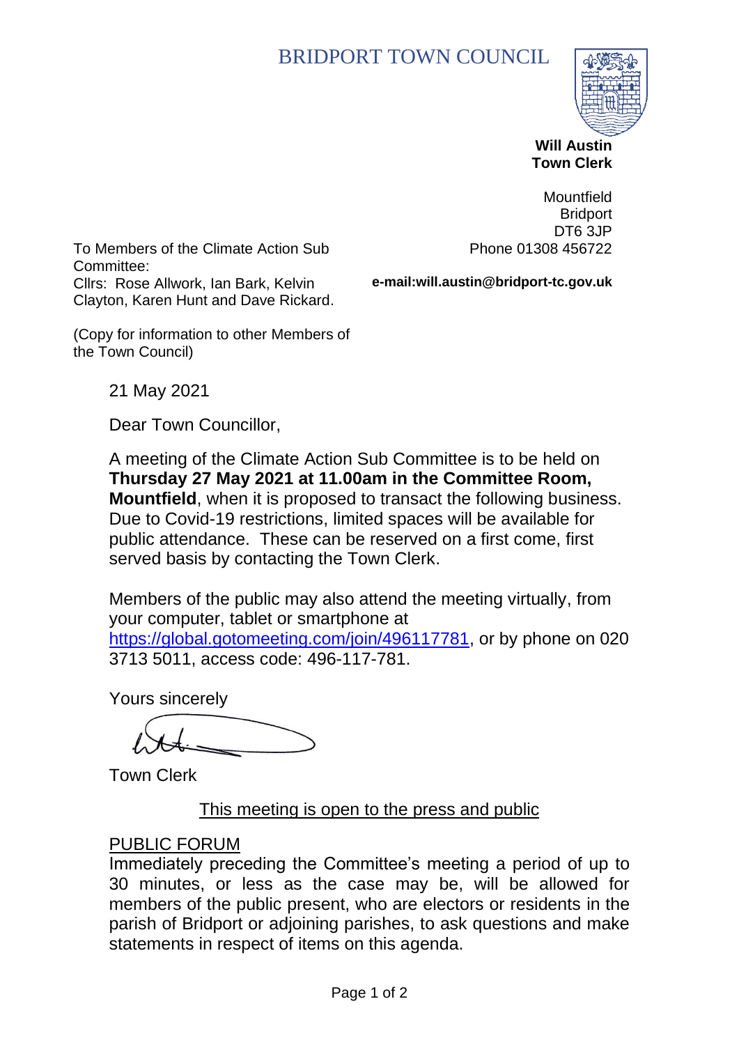# BRIDPORT TOWN COUNCIL

**Will Austin**
**Town Clerk**

Mountfield
Bridport
DT6 3JP
Phone 01308 456722

**e-mail:will.austin@bridport-tc.gov.uk**

To Members of the Climate Action Sub Committee:
Cllrs: Rose Allwork, Ian Bark, Kelvin Clayton, Karen Hunt and Dave Rickard.

(Copy for information to other Members of the Town Council)

21 May 2021

Dear Town Councillor,

A meeting of the Climate Action Sub Committee is to be held on **Thursday 27 May 2021 at 11.00am in the Committee Room, Mountfield**, when it is proposed to transact the following business. Due to Covid-19 restrictions, limited spaces will be available for public attendance. These can be reserved on a first come, first served basis by contacting the Town Clerk.

Members of the public may also attend the meeting virtually, from your computer, tablet or smartphone at https://global.gotomeeting.com/join/496117781, or by phone on 020 3713 5011, access code: 496-117-781.

Yours sincerely

Town Clerk

<u>This meeting is open to the press and public</u>

<u>PUBLIC FORUM</u>
Immediately preceding the Committee's meeting a period of up to 30 minutes, or less as the case may be, will be allowed for members of the public present, who are electors or residents in the parish of Bridport or adjoining parishes, to ask questions and make statements in respect of items on this agenda.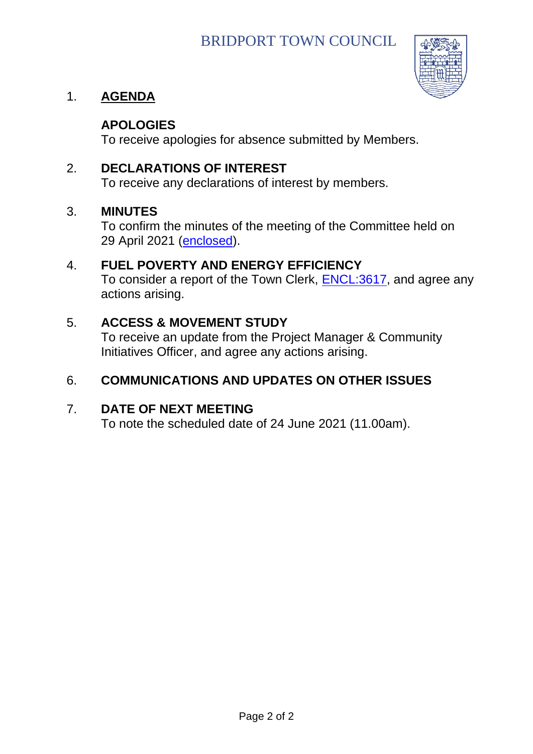BRIDPORT TOWN COUNCIL

1. **AGENDA**

   **APOLOGIES**
   To receive apologies for absence submitted by Members.

2. **DECLARATIONS OF INTEREST**
   To receive any declarations of interest by members.

3. **MINUTES**
   To confirm the minutes of the meeting of the Committee held on 29 April 2021 (enclosed).

4. **FUEL POVERTY AND ENERGY EFFICIENCY**
   To consider a report of the Town Clerk, ENCL:3617, and agree any actions arising.

5. **ACCESS & MOVEMENT STUDY**
   To receive an update from the Project Manager & Community Initiatives Officer, and agree any actions arising.

6. **COMMUNICATIONS AND UPDATES ON OTHER ISSUES**

7. **DATE OF NEXT MEETING**
   To note the scheduled date of 24 June 2021 (11.00am).